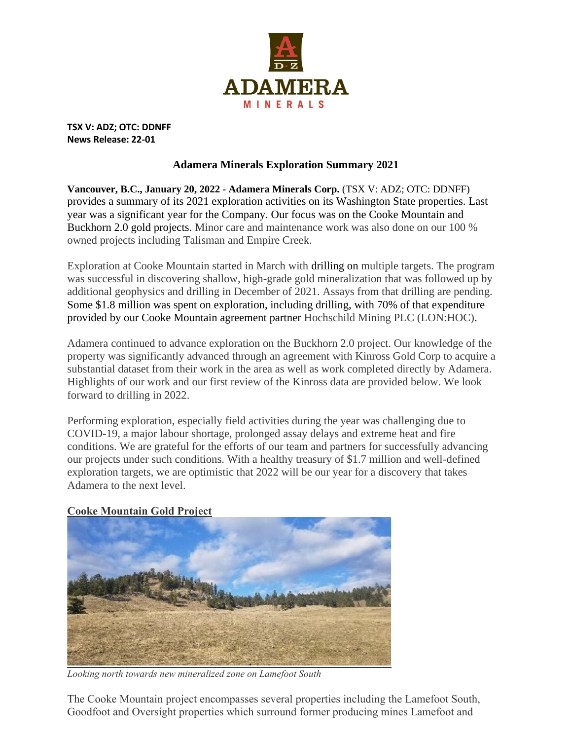**TSX V: ADZ; OTC: DDNFF**
**News Release: 22-01**

## Adamera Minerals Exploration Summary 2021

**Vancouver, B.C., January 20, 2022 - Adamera Minerals Corp.** (TSX V: ADZ; OTC: DDNFF) provides a summary of its 2021 exploration activities on its Washington State properties. Last year was a significant year for the Company. Our focus was on the Cooke Mountain and Buckhorn 2.0 gold projects. Minor care and maintenance work was also done on our 100 % owned projects including Talisman and Empire Creek.

Exploration at Cooke Mountain started in March with drilling on multiple targets. The program was successful in discovering shallow, high-grade gold mineralization that was followed up by additional geophysics and drilling in December of 2021. Assays from that drilling are pending. Some $1.8 million was spent on exploration, including drilling, with 70% of that expenditure provided by our Cooke Mountain agreement partner Hochschild Mining PLC (LON:HOC).

Adamera continued to advance exploration on the Buckhorn 2.0 project. Our knowledge of the property was significantly advanced through an agreement with Kinross Gold Corp to acquire a substantial dataset from their work in the area as well as work completed directly by Adamera. Highlights of our work and our first review of the Kinross data are provided below. We look forward to drilling in 2022.

Performing exploration, especially field activities during the year was challenging due to COVID-19, a major labour shortage, prolonged assay delays and extreme heat and fire conditions. We are grateful for the efforts of our team and partners for successfully advancing our projects under such conditions. With a healthy treasury of $1.7 million and well-defined exploration targets, we are optimistic that 2022 will be our year for a discovery that takes Adamera to the next level.

### Cooke Mountain Gold Project

*Looking north towards new mineralized zone on Lamefoot South*

The Cooke Mountain project encompasses several properties including the Lamefoot South, Goodfoot and Oversight properties which surround former producing mines Lamefoot and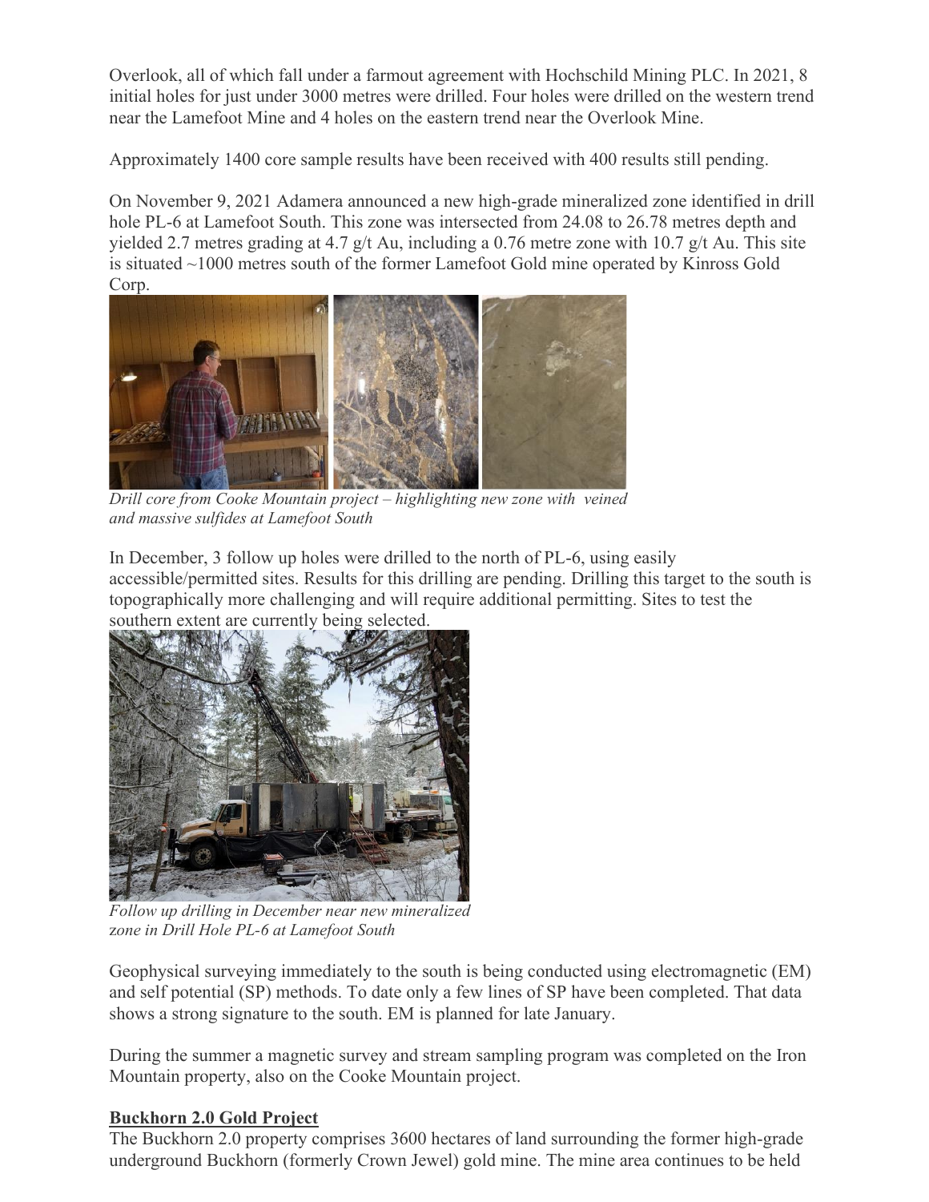Overlook, all of which fall under a farmout agreement with Hochschild Mining PLC. In 2021, 8 initial holes for just under 3000 metres were drilled. Four holes were drilled on the western trend near the Lamefoot Mine and 4 holes on the eastern trend near the Overlook Mine.

Approximately 1400 core sample results have been received with 400 results still pending.

On November 9, 2021 Adamera announced a new high-grade mineralized zone identified in drill hole PL-6 at Lamefoot South. This zone was intersected from 24.08 to 26.78 metres depth and yielded 2.7 metres grading at 4.7 g/t Au, including a 0.76 metre zone with 10.7 g/t Au. This site is situated ~1000 metres south of the former Lamefoot Gold mine operated by Kinross Gold Corp.

*Drill core from Cooke Mountain project – highlighting new zone with veined and massive sulfides at Lamefoot South*

In December, 3 follow up holes were drilled to the north of PL-6, using easily accessible/permitted sites. Results for this drilling are pending. Drilling this target to the south is topographically more challenging and will require additional permitting. Sites to test the southern extent are currently being selected.

*Follow up drilling in December near new mineralized zone in Drill Hole PL-6 at Lamefoot South*

Geophysical surveying immediately to the south is being conducted using electromagnetic (EM) and self potential (SP) methods. To date only a few lines of SP have been completed. That data shows a strong signature to the south. EM is planned for late January.

During the summer a magnetic survey and stream sampling program was completed on the Iron Mountain property, also on the Cooke Mountain project.

## **Buckhorn 2.0 Gold Project**

The Buckhorn 2.0 property comprises 3600 hectares of land surrounding the former high-grade underground Buckhorn (formerly Crown Jewel) gold mine. The mine area continues to be held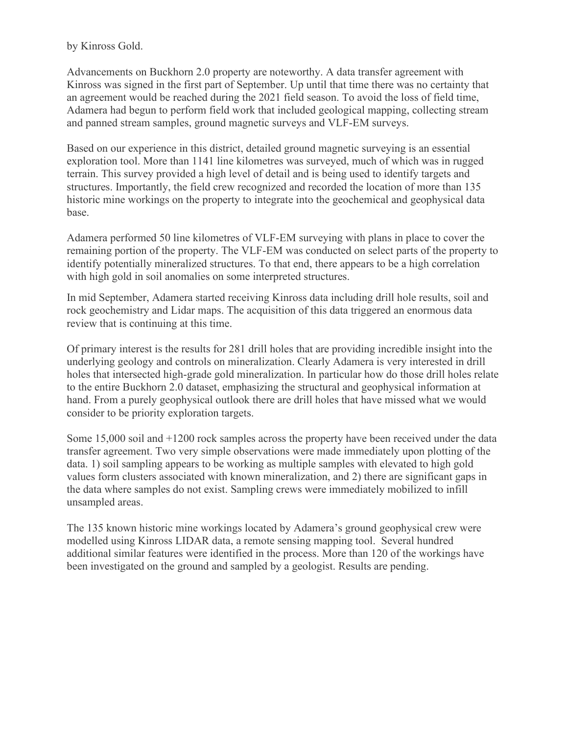by Kinross Gold.

Advancements on Buckhorn 2.0 property are noteworthy. A data transfer agreement with Kinross was signed in the first part of September. Up until that time there was no certainty that an agreement would be reached during the 2021 field season. To avoid the loss of field time, Adamera had begun to perform field work that included geological mapping, collecting stream and panned stream samples, ground magnetic surveys and VLF-EM surveys.

Based on our experience in this district, detailed ground magnetic surveying is an essential exploration tool. More than 1141 line kilometres was surveyed, much of which was in rugged terrain. This survey provided a high level of detail and is being used to identify targets and structures. Importantly, the field crew recognized and recorded the location of more than 135 historic mine workings on the property to integrate into the geochemical and geophysical data base.

Adamera performed 50 line kilometres of VLF-EM surveying with plans in place to cover the remaining portion of the property. The VLF-EM was conducted on select parts of the property to identify potentially mineralized structures. To that end, there appears to be a high correlation with high gold in soil anomalies on some interpreted structures.

In mid September, Adamera started receiving Kinross data including drill hole results, soil and rock geochemistry and Lidar maps. The acquisition of this data triggered an enormous data review that is continuing at this time.

Of primary interest is the results for 281 drill holes that are providing incredible insight into the underlying geology and controls on mineralization. Clearly Adamera is very interested in drill holes that intersected high-grade gold mineralization. In particular how do those drill holes relate to the entire Buckhorn 2.0 dataset, emphasizing the structural and geophysical information at hand. From a purely geophysical outlook there are drill holes that have missed what we would consider to be priority exploration targets.

Some 15,000 soil and +1200 rock samples across the property have been received under the data transfer agreement. Two very simple observations were made immediately upon plotting of the data. 1) soil sampling appears to be working as multiple samples with elevated to high gold values form clusters associated with known mineralization, and 2) there are significant gaps in the data where samples do not exist. Sampling crews were immediately mobilized to infill unsampled areas.

The 135 known historic mine workings located by Adamera's ground geophysical crew were modelled using Kinross LIDAR data, a remote sensing mapping tool. Several hundred additional similar features were identified in the process. More than 120 of the workings have been investigated on the ground and sampled by a geologist. Results are pending.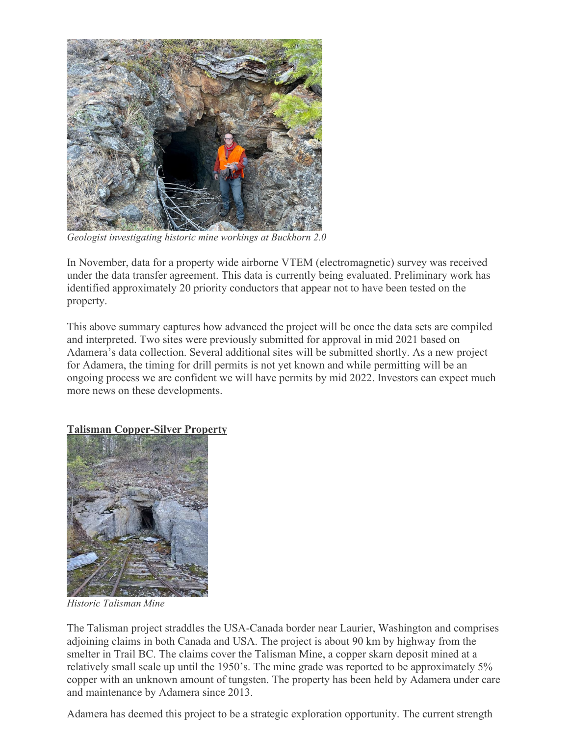*Geologist investigating historic mine workings at Buckhorn 2.0*

In November, data for a property wide airborne VTEM (electromagnetic) survey was received under the data transfer agreement. This data is currently being evaluated. Preliminary work has identified approximately 20 priority conductors that appear not to have been tested on the property.

This above summary captures how advanced the project will be once the data sets are compiled and interpreted. Two sites were previously submitted for approval in mid 2021 based on Adamera's data collection. Several additional sites will be submitted shortly. As a new project for Adamera, the timing for drill permits is not yet known and while permitting will be an ongoing process we are confident we will have permits by mid 2022. Investors can expect much more news on these developments.

**Talisman Copper-Silver Property**

*Historic Talisman Mine*

The Talisman project straddles the USA-Canada border near Laurier, Washington and comprises adjoining claims in both Canada and USA. The project is about 90 km by highway from the smelter in Trail BC. The claims cover the Talisman Mine, a copper skarn deposit mined at a relatively small scale up until the 1950's. The mine grade was reported to be approximately 5% copper with an unknown amount of tungsten. The property has been held by Adamera under care and maintenance by Adamera since 2013.

Adamera has deemed this project to be a strategic exploration opportunity. The current strength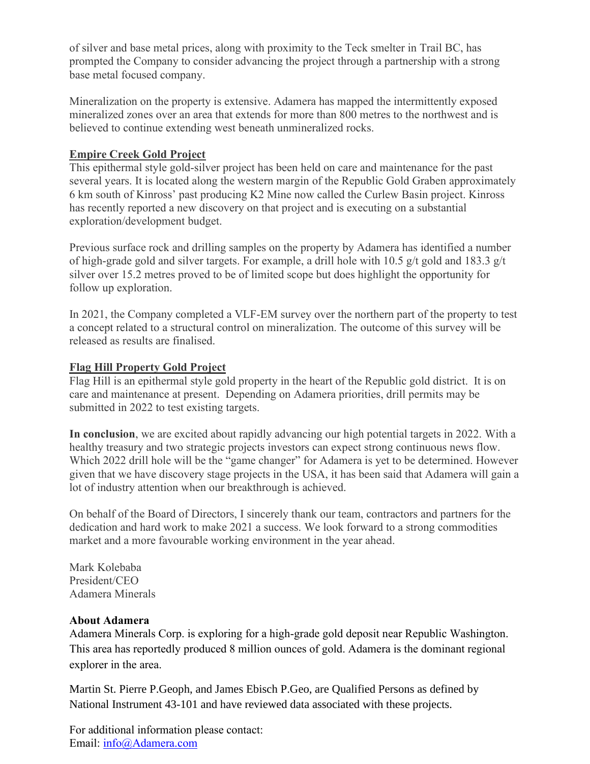of silver and base metal prices, along with proximity to the Teck smelter in Trail BC, has prompted the Company to consider advancing the project through a partnership with a strong base metal focused company.

Mineralization on the property is extensive. Adamera has mapped the intermittently exposed mineralized zones over an area that extends for more than 800 metres to the northwest and is believed to continue extending west beneath unmineralized rocks.

**Empire Creek Gold Project**

This epithermal style gold-silver project has been held on care and maintenance for the past several years. It is located along the western margin of the Republic Gold Graben approximately 6 km south of Kinross' past producing K2 Mine now called the Curlew Basin project. Kinross has recently reported a new discovery on that project and is executing on a substantial exploration/development budget.

Previous surface rock and drilling samples on the property by Adamera has identified a number of high-grade gold and silver targets. For example, a drill hole with 10.5 g/t gold and 183.3 g/t silver over 15.2 metres proved to be of limited scope but does highlight the opportunity for follow up exploration.

In 2021, the Company completed a VLF-EM survey over the northern part of the property to test a concept related to a structural control on mineralization. The outcome of this survey will be released as results are finalised.

**Flag Hill Property Gold Project**

Flag Hill is an epithermal style gold property in the heart of the Republic gold district. It is on care and maintenance at present. Depending on Adamera priorities, drill permits may be submitted in 2022 to test existing targets.

**In conclusion**, we are excited about rapidly advancing our high potential targets in 2022. With a healthy treasury and two strategic projects investors can expect strong continuous news flow. Which 2022 drill hole will be the "game changer" for Adamera is yet to be determined. However given that we have discovery stage projects in the USA, it has been said that Adamera will gain a lot of industry attention when our breakthrough is achieved.

On behalf of the Board of Directors, I sincerely thank our team, contractors and partners for the dedication and hard work to make 2021 a success. We look forward to a strong commodities market and a more favourable working environment in the year ahead.

Mark Kolebaba
President/CEO
Adamera Minerals

**About Adamera**

Adamera Minerals Corp. is exploring for a high-grade gold deposit near Republic Washington. This area has reportedly produced 8 million ounces of gold. Adamera is the dominant regional explorer in the area.

Martin St. Pierre P.Geoph, and James Ebisch P.Geo, are Qualified Persons as defined by National Instrument 43-101 and have reviewed data associated with these projects.

For additional information please contact:
Email: info@Adamera.com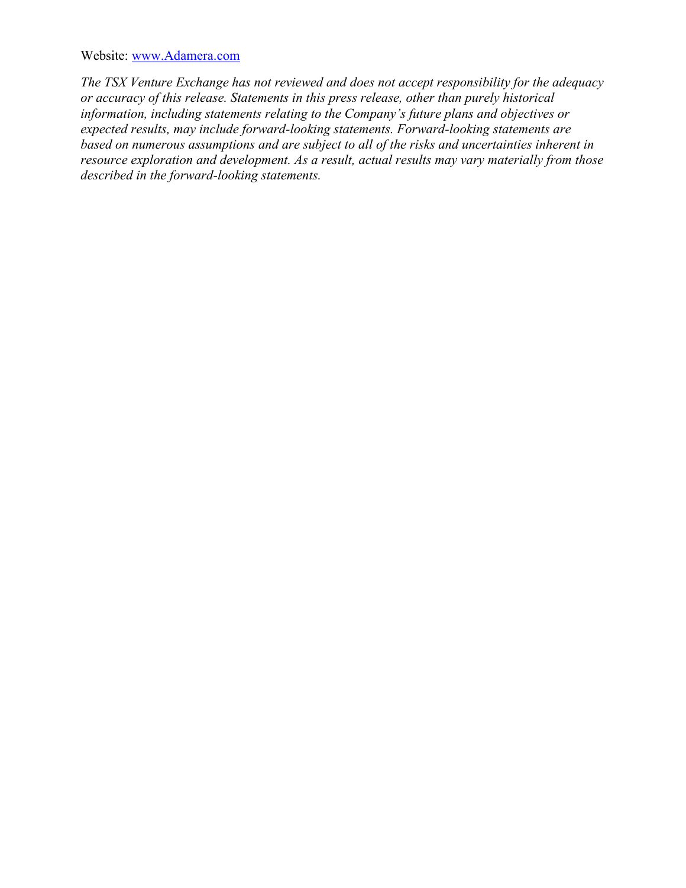Website: www.Adamera.com

*The TSX Venture Exchange has not reviewed and does not accept responsibility for the adequacy or accuracy of this release. Statements in this press release, other than purely historical information, including statements relating to the Company's future plans and objectives or expected results, may include forward-looking statements. Forward-looking statements are based on numerous assumptions and are subject to all of the risks and uncertainties inherent in resource exploration and development. As a result, actual results may vary materially from those described in the forward-looking statements.*